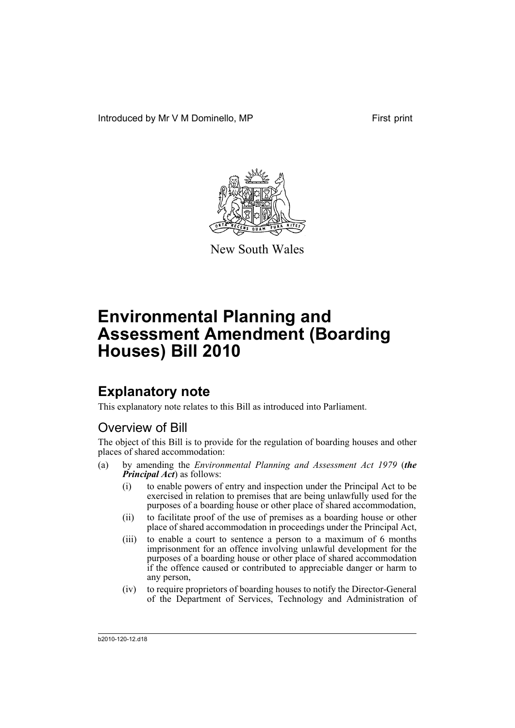Introduced by Mr V M Dominello, MP First print

New South Wales

# Environmental Planning and Assessment Amendment (Boarding Houses) Bill 2010

## Explanatory note

This explanatory note relates to this Bill as introduced into Parliament.

### Overview of Bill

The object of this Bill is to provide for the regulation of boarding houses and other places of shared accommodation:

(a) by amending the *Environmental Planning and Assessment Act 1979* (***the Principal Act***) as follows:

   (i) to enable powers of entry and inspection under the Principal Act to be exercised in relation to premises that are being unlawfully used for the purposes of a boarding house or other place of shared accommodation,

   (ii) to facilitate proof of the use of premises as a boarding house or other place of shared accommodation in proceedings under the Principal Act,

   (iii) to enable a court to sentence a person to a maximum of 6 months imprisonment for an offence involving unlawful development for the purposes of a boarding house or other place of shared accommodation if the offence caused or contributed to appreciable danger or harm to any person,

   (iv) to require proprietors of boarding houses to notify the Director-General of the Department of Services, Technology and Administration of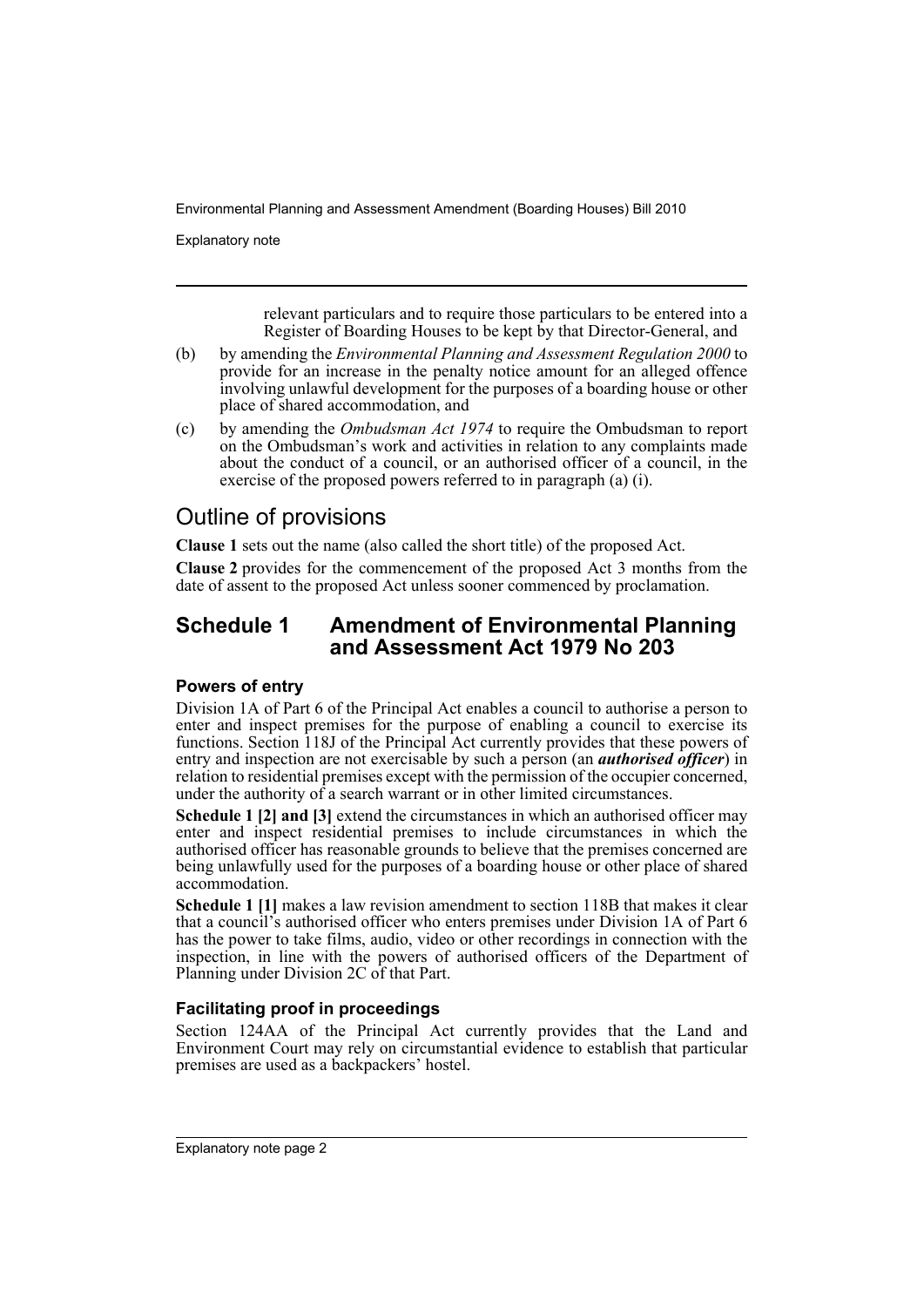relevant particulars and to require those particulars to be entered into a Register of Boarding Houses to be kept by that Director-General, and

(b) by amending the *Environmental Planning and Assessment Regulation 2000* to provide for an increase in the penalty notice amount for an alleged offence involving unlawful development for the purposes of a boarding house or other place of shared accommodation, and

(c) by amending the *Ombudsman Act 1974* to require the Ombudsman to report on the Ombudsman's work and activities in relation to any complaints made about the conduct of a council, or an authorised officer of a council, in the exercise of the proposed powers referred to in paragraph (a) (i).

## Outline of provisions

**Clause 1** sets out the name (also called the short title) of the proposed Act.

**Clause 2** provides for the commencement of the proposed Act 3 months from the date of assent to the proposed Act unless sooner commenced by proclamation.

## Schedule 1 Amendment of Environmental Planning and Assessment Act 1979 No 203

### Powers of entry

Division 1A of Part 6 of the Principal Act enables a council to authorise a person to enter and inspect premises for the purpose of enabling a council to exercise its functions. Section 118J of the Principal Act currently provides that these powers of entry and inspection are not exercisable by such a person (an ***authorised officer***) in relation to residential premises except with the permission of the occupier concerned, under the authority of a search warrant or in other limited circumstances.

**Schedule 1 [2] and [3]** extend the circumstances in which an authorised officer may enter and inspect residential premises to include circumstances in which the authorised officer has reasonable grounds to believe that the premises concerned are being unlawfully used for the purposes of a boarding house or other place of shared accommodation.

**Schedule 1 [1]** makes a law revision amendment to section 118B that makes it clear that a council's authorised officer who enters premises under Division 1A of Part 6 has the power to take films, audio, video or other recordings in connection with the inspection, in line with the powers of authorised officers of the Department of Planning under Division 2C of that Part.

### Facilitating proof in proceedings

Section 124AA of the Principal Act currently provides that the Land and Environment Court may rely on circumstantial evidence to establish that particular premises are used as a backpackers' hostel.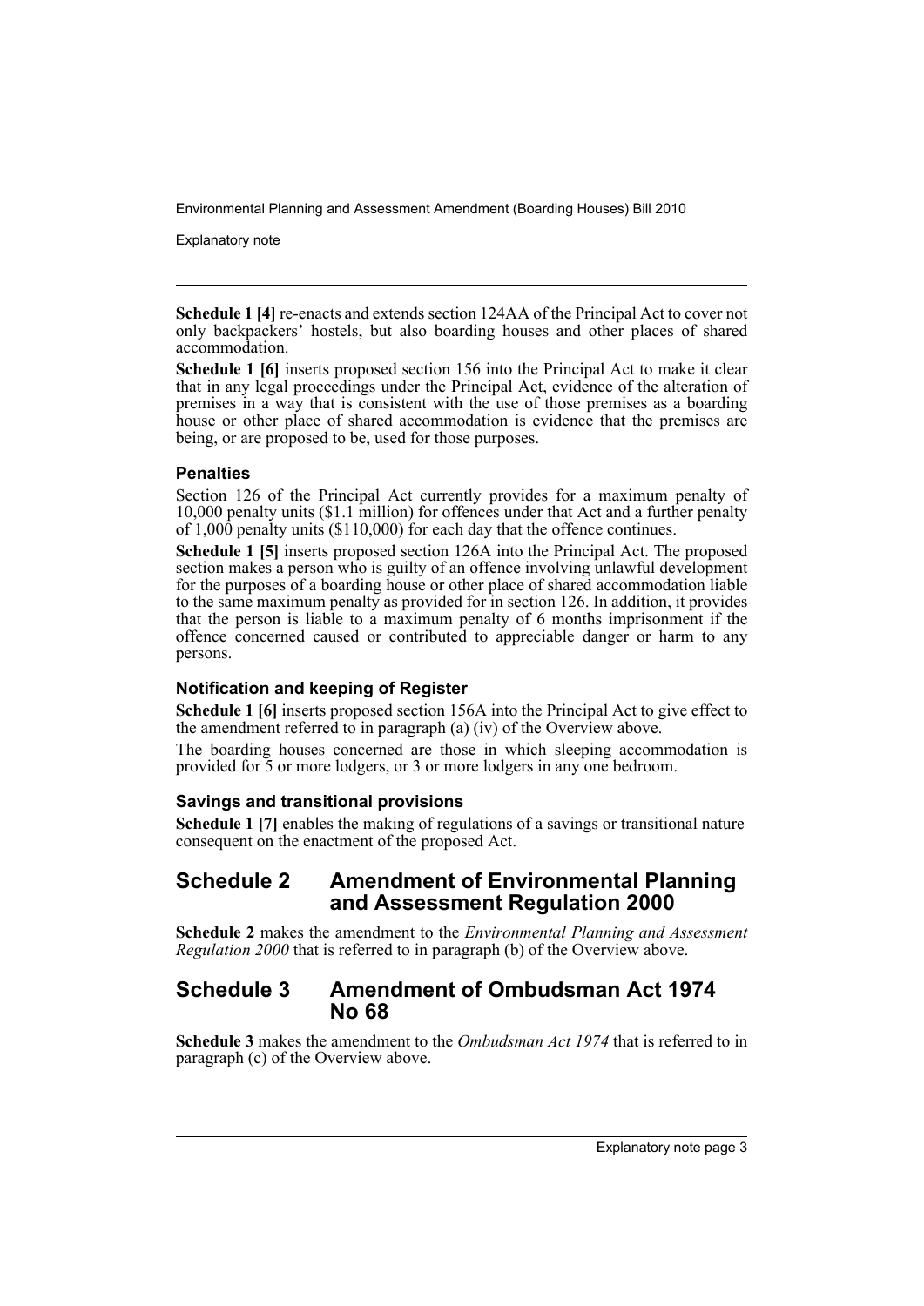**Schedule 1 [4]** re-enacts and extends section 124AA of the Principal Act to cover not only backpackers' hostels, but also boarding houses and other places of shared accommodation.

**Schedule 1 [6]** inserts proposed section 156 into the Principal Act to make it clear that in any legal proceedings under the Principal Act, evidence of the alteration of premises in a way that is consistent with the use of those premises as a boarding house or other place of shared accommodation is evidence that the premises are being, or are proposed to be, used for those purposes.

### Penalties

Section 126 of the Principal Act currently provides for a maximum penalty of 10,000 penalty units ($1.1 million) for offences under that Act and a further penalty of 1,000 penalty units ($110,000) for each day that the offence continues.

**Schedule 1 [5]** inserts proposed section 126A into the Principal Act. The proposed section makes a person who is guilty of an offence involving unlawful development for the purposes of a boarding house or other place of shared accommodation liable to the same maximum penalty as provided for in section 126. In addition, it provides that the person is liable to a maximum penalty of 6 months imprisonment if the offence concerned caused or contributed to appreciable danger or harm to any persons.

### Notification and keeping of Register

**Schedule 1 [6]** inserts proposed section 156A into the Principal Act to give effect to the amendment referred to in paragraph (a) (iv) of the Overview above.

The boarding houses concerned are those in which sleeping accommodation is provided for 5 or more lodgers, or 3 or more lodgers in any one bedroom.

### Savings and transitional provisions

**Schedule 1 [7]** enables the making of regulations of a savings or transitional nature consequent on the enactment of the proposed Act.

## Schedule 2 Amendment of Environmental Planning and Assessment Regulation 2000

**Schedule 2** makes the amendment to the *Environmental Planning and Assessment Regulation 2000* that is referred to in paragraph (b) of the Overview above.

## Schedule 3 Amendment of Ombudsman Act 1974 No 68

**Schedule 3** makes the amendment to the *Ombudsman Act 1974* that is referred to in paragraph (c) of the Overview above.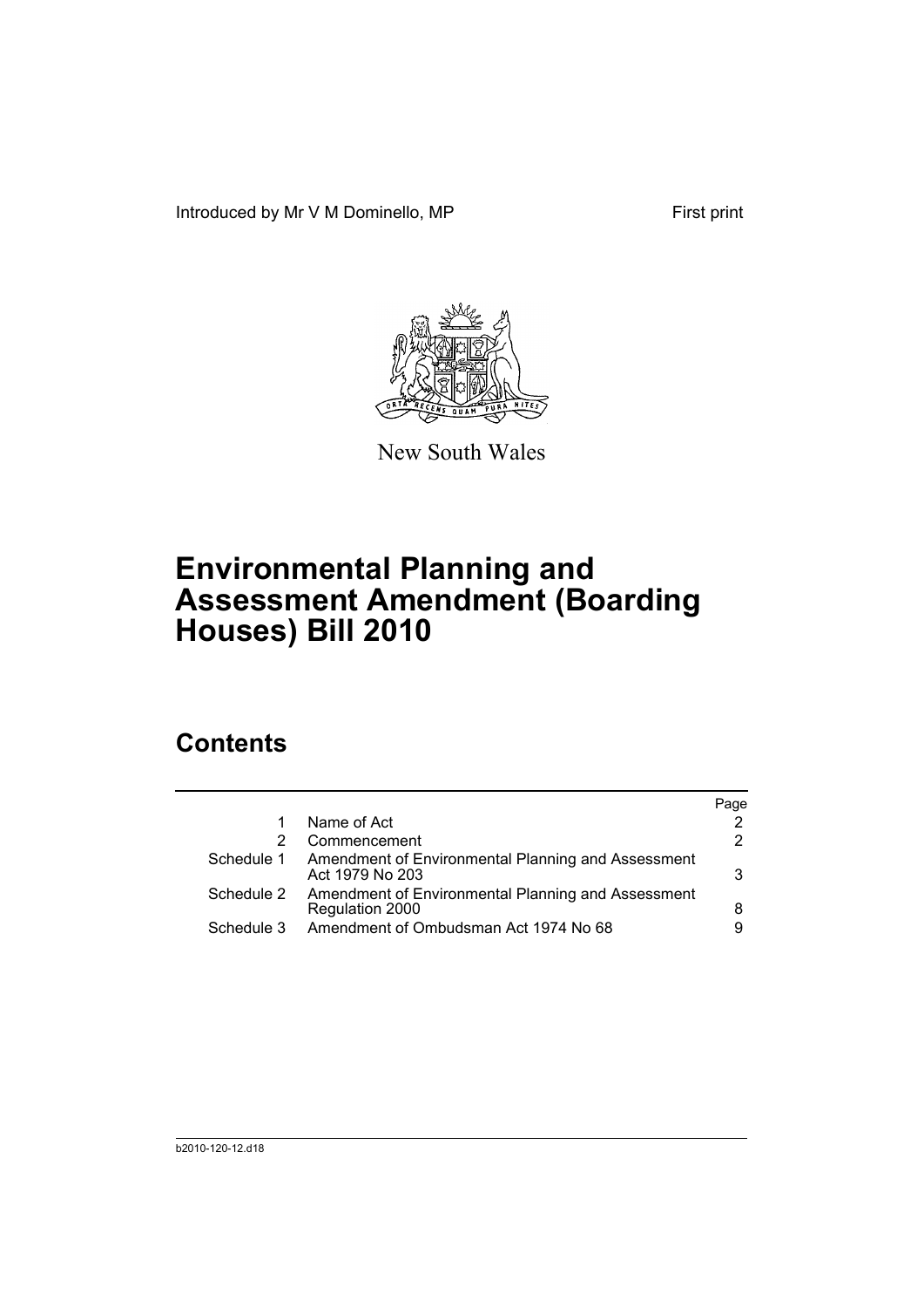Introduced by Mr V M Dominello, MP

First print

New South Wales

# Environmental Planning and Assessment Amendment (Boarding Houses) Bill 2010

## Contents

| | | Page |
|---|---|---|
| 1 | Name of Act | 2 |
| 2 | Commencement | 2 |
| Schedule 1 | Amendment of Environmental Planning and Assessment Act 1979 No 203 | 3 |
| Schedule 2 | Amendment of Environmental Planning and Assessment Regulation 2000 | 8 |
| Schedule 3 | Amendment of Ombudsman Act 1974 No 68 | 9 |

b2010-120-12.d18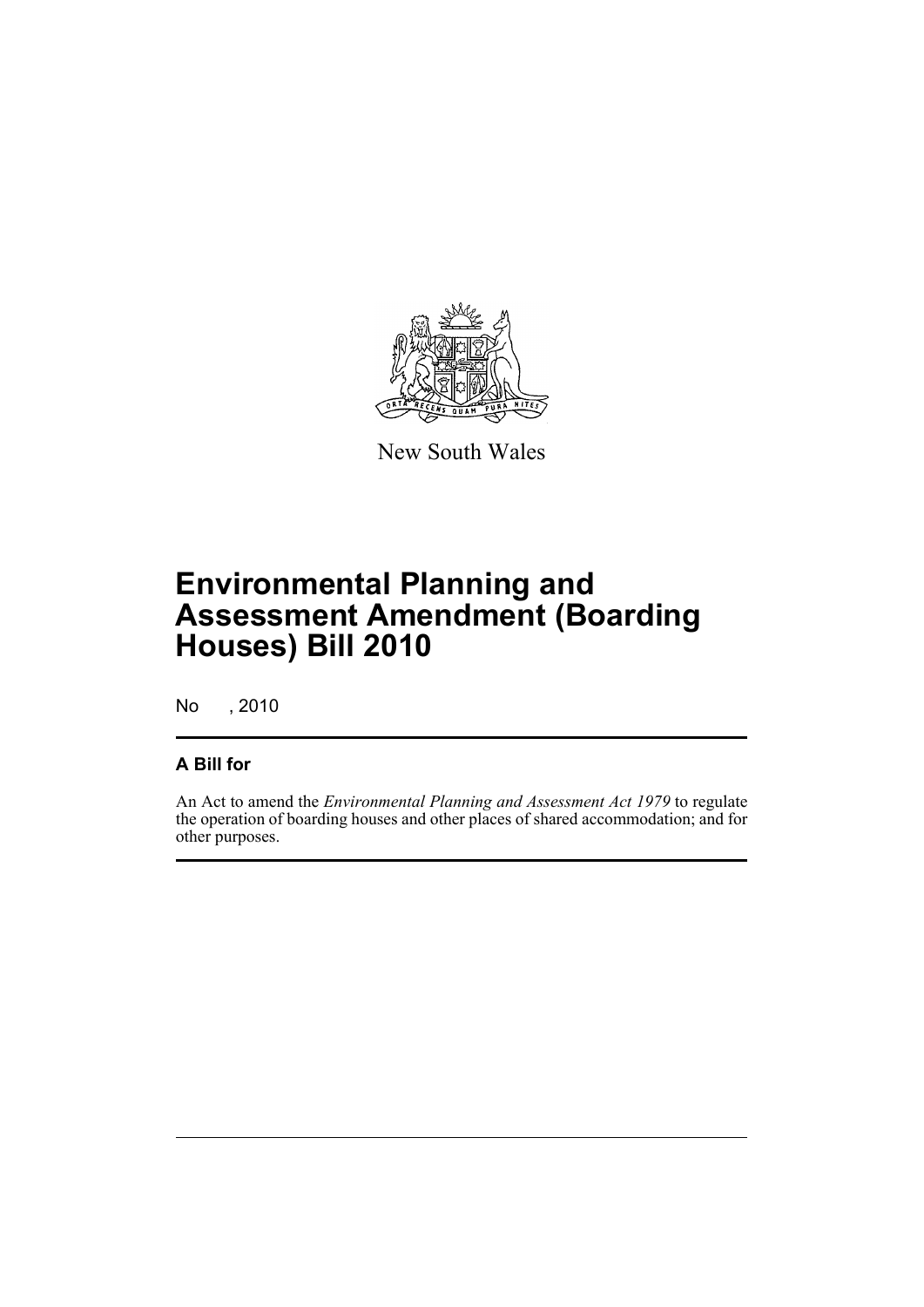New South Wales

# Environmental Planning and Assessment Amendment (Boarding Houses) Bill 2010

No , 2010

## A Bill for

An Act to amend the *Environmental Planning and Assessment Act 1979* to regulate the operation of boarding houses and other places of shared accommodation; and for other purposes.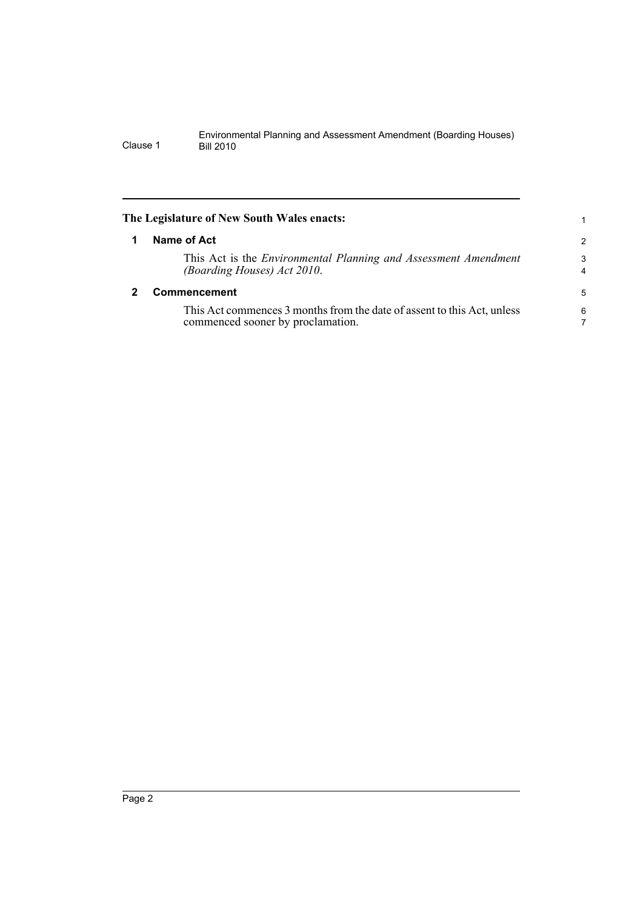**The Legislature of New South Wales enacts:**

## 1 Name of Act

This Act is the *Environmental Planning and Assessment Amendment (Boarding Houses) Act 2010*.

## 2 Commencement

This Act commences 3 months from the date of assent to this Act, unless commenced sooner by proclamation.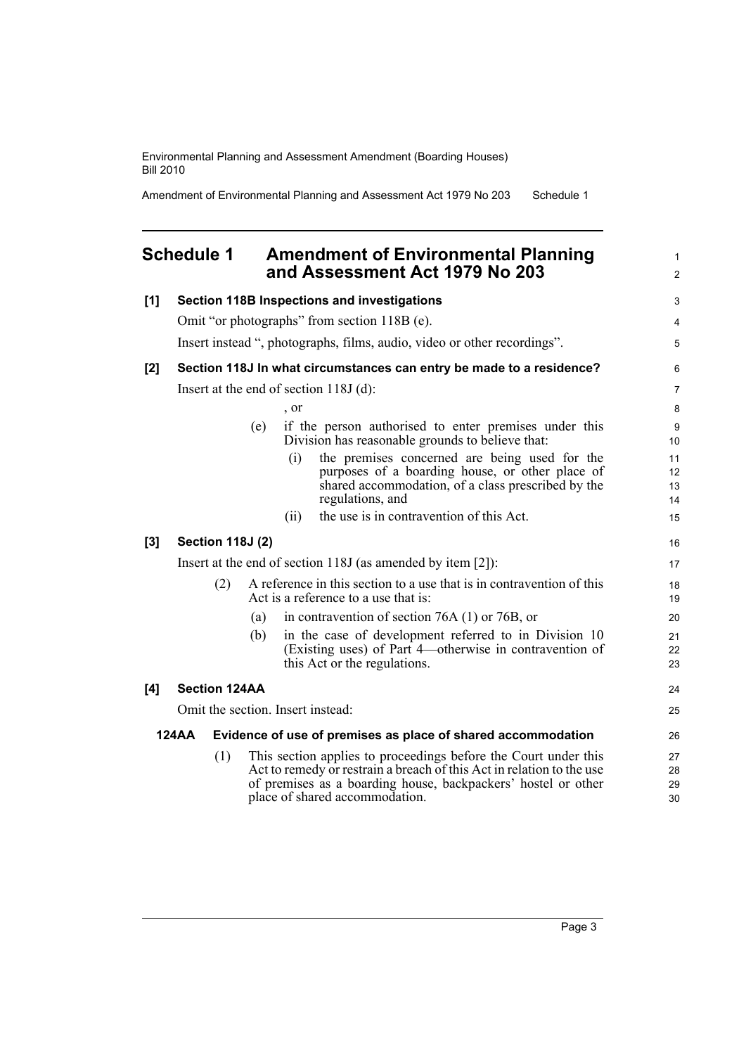## Schedule 1 Amendment of Environmental Planning and Assessment Act 1979 No 203

**[1] Section 118B Inspections and investigations**

Omit "or photographs" from section 118B (e).

Insert instead ", photographs, films, audio, video or other recordings".

**[2] Section 118J In what circumstances can entry be made to a residence?**

Insert at the end of section 118J (d):

, or

(e) if the person authorised to enter premises under this Division has reasonable grounds to believe that:

(i) the premises concerned are being used for the purposes of a boarding house, or other place of shared accommodation, of a class prescribed by the regulations, and

(ii) the use is in contravention of this Act.

**[3] Section 118J (2)**

Insert at the end of section 118J (as amended by item [2]):

(2) A reference in this section to a use that is in contravention of this Act is a reference to a use that is:

(a) in contravention of section 76A (1) or 76B, or

(b) in the case of development referred to in Division 10 (Existing uses) of Part 4—otherwise in contravention of this Act or the regulations.

**[4] Section 124AA**

Omit the section. Insert instead:

**124AA Evidence of use of premises as place of shared accommodation**

(1) This section applies to proceedings before the Court under this Act to remedy or restrain a breach of this Act in relation to the use of premises as a boarding house, backpackers' hostel or other place of shared accommodation.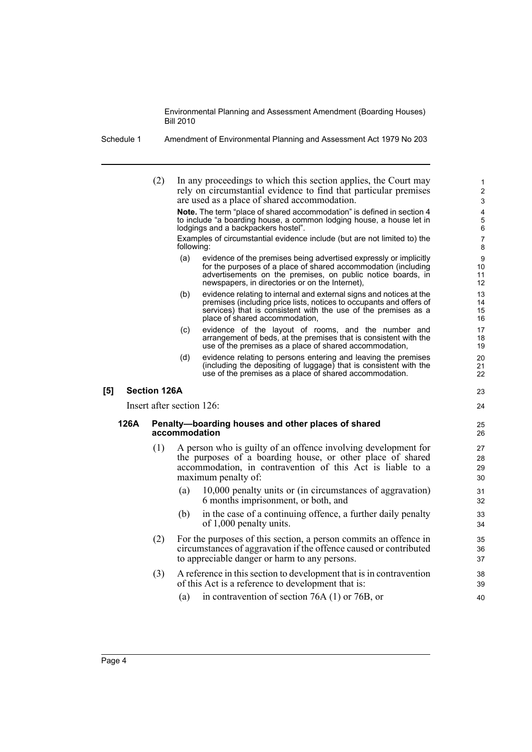(2) In any proceedings to which this section applies, the Court may rely on circumstantial evidence to find that particular premises are used as a place of shared accommodation.

**Note.** The term "place of shared accommodation" is defined in section 4 to include "a boarding house, a common lodging house, a house let in lodgings and a backpackers hostel".

Examples of circumstantial evidence include (but are not limited to) the following:

- (a) evidence of the premises being advertised expressly or implicitly for the purposes of a place of shared accommodation (including advertisements on the premises, on public notice boards, in newspapers, in directories or on the Internet),
- (b) evidence relating to internal and external signs and notices at the premises (including price lists, notices to occupants and offers of services) that is consistent with the use of the premises as a place of shared accommodation,
- (c) evidence of the layout of rooms, and the number and arrangement of beds, at the premises that is consistent with the use of the premises as a place of shared accommodation,
- (d) evidence relating to persons entering and leaving the premises (including the depositing of luggage) that is consistent with the use of the premises as a place of shared accommodation.

## [5] Section 126A

Insert after section 126:

### 126A Penalty—boarding houses and other places of shared accommodation

(1) A person who is guilty of an offence involving development for the purposes of a boarding house, or other place of shared accommodation, in contravention of this Act is liable to a maximum penalty of:

- (a) 10,000 penalty units or (in circumstances of aggravation) 6 months imprisonment, or both, and
- (b) in the case of a continuing offence, a further daily penalty of 1,000 penalty units.

(2) For the purposes of this section, a person commits an offence in circumstances of aggravation if the offence caused or contributed to appreciable danger or harm to any persons.

(3) A reference in this section to development that is in contravention of this Act is a reference to development that is:

- (a) in contravention of section 76A (1) or 76B, or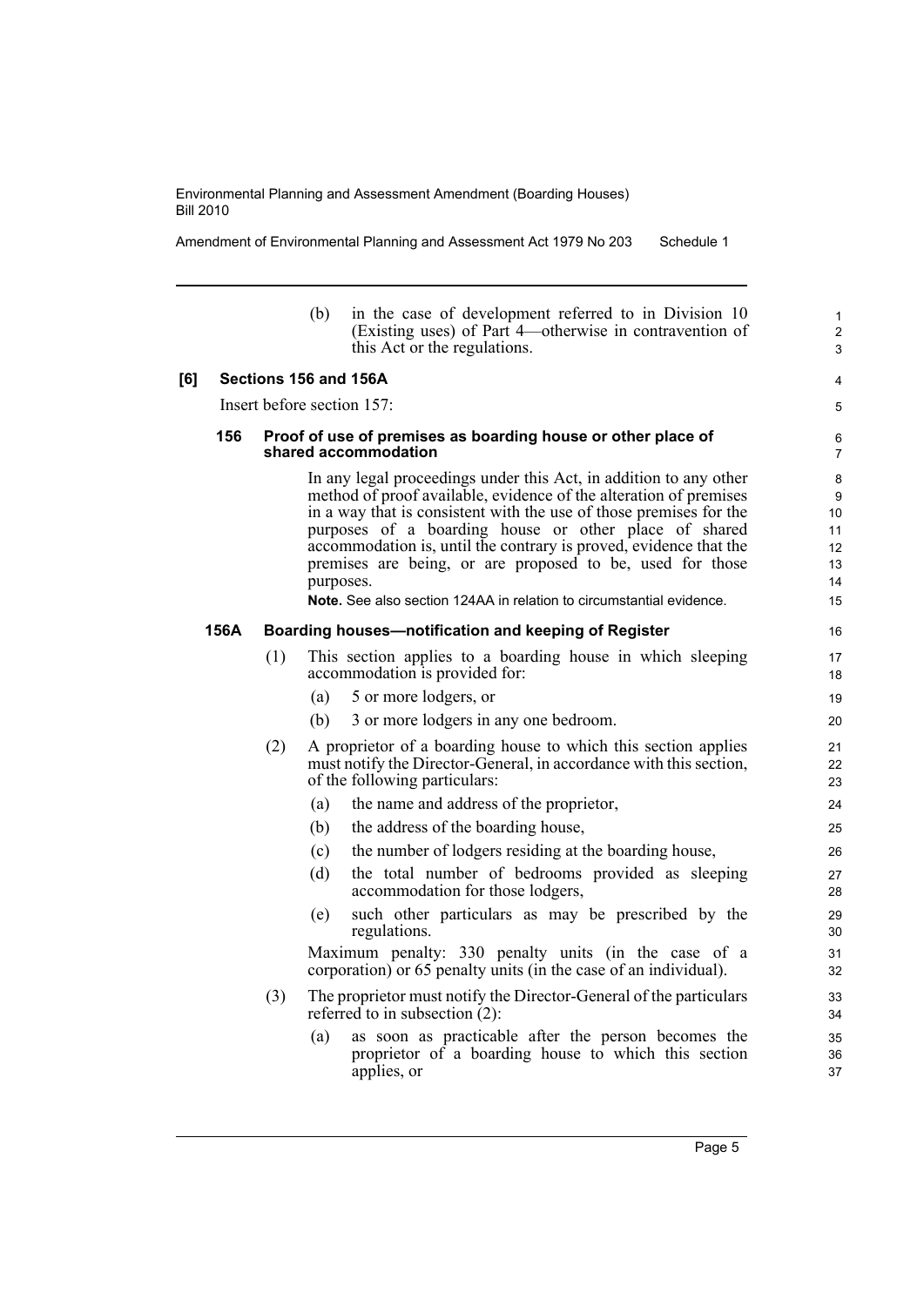(b) in the case of development referred to in Division 10 (Existing uses) of Part 4—otherwise in contravention of this Act or the regulations.

**[6] Sections 156 and 156A**

Insert before section 157:

**156 Proof of use of premises as boarding house or other place of shared accommodation**

In any legal proceedings under this Act, in addition to any other method of proof available, evidence of the alteration of premises in a way that is consistent with the use of those premises for the purposes of a boarding house or other place of shared accommodation is, until the contrary is proved, evidence that the premises are being, or are proposed to be, used for those purposes.

**Note.** See also section 124AA in relation to circumstantial evidence.

**156A Boarding houses—notification and keeping of Register**

(1) This section applies to a boarding house in which sleeping accommodation is provided for:

(a) 5 or more lodgers, or

(b) 3 or more lodgers in any one bedroom.

(2) A proprietor of a boarding house to which this section applies must notify the Director-General, in accordance with this section, of the following particulars:

(a) the name and address of the proprietor,

(b) the address of the boarding house,

(c) the number of lodgers residing at the boarding house,

(d) the total number of bedrooms provided as sleeping accommodation for those lodgers,

(e) such other particulars as may be prescribed by the regulations.

Maximum penalty: 330 penalty units (in the case of a corporation) or 65 penalty units (in the case of an individual).

(3) The proprietor must notify the Director-General of the particulars referred to in subsection (2):

(a) as soon as practicable after the person becomes the proprietor of a boarding house to which this section applies, or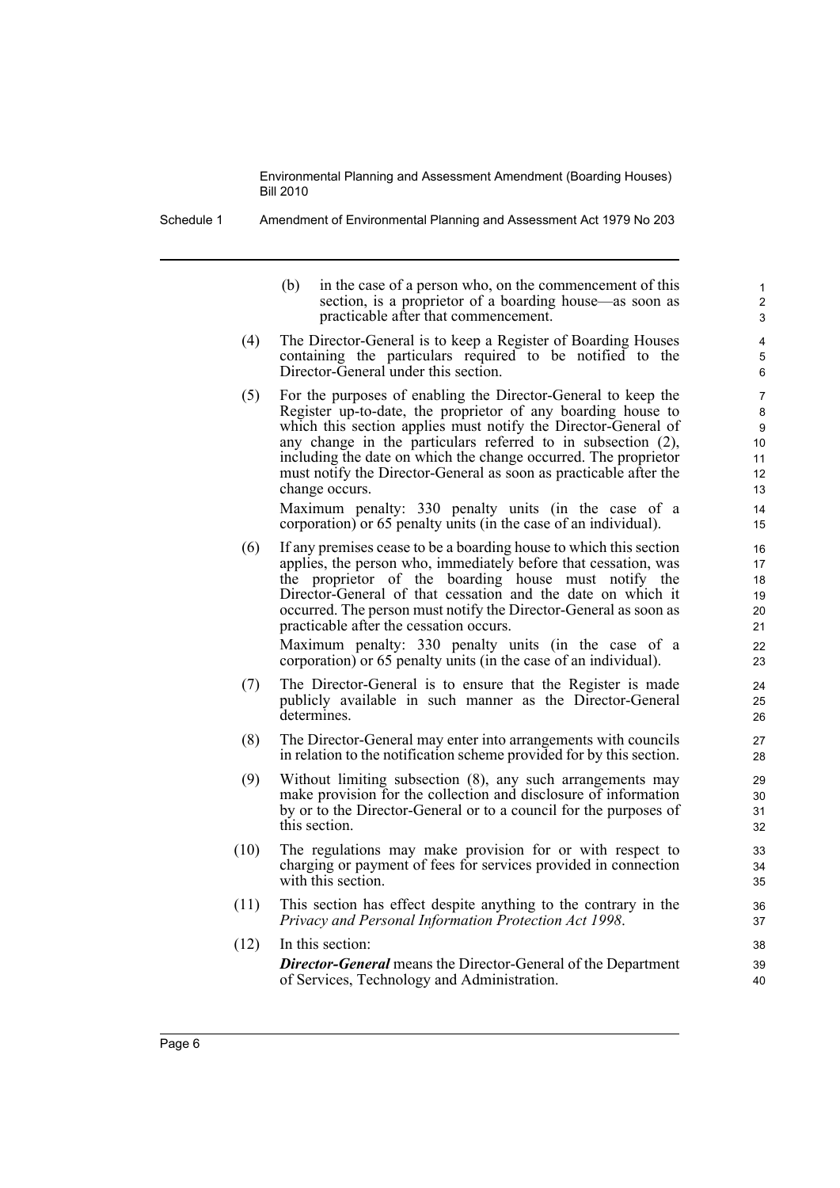(b) in the case of a person who, on the commencement of this section, is a proprietor of a boarding house—as soon as practicable after that commencement.

(4) The Director-General is to keep a Register of Boarding Houses containing the particulars required to be notified to the Director-General under this section.

(5) For the purposes of enabling the Director-General to keep the Register up-to-date, the proprietor of any boarding house to which this section applies must notify the Director-General of any change in the particulars referred to in subsection (2), including the date on which the change occurred. The proprietor must notify the Director-General as soon as practicable after the change occurs.

Maximum penalty: 330 penalty units (in the case of a corporation) or 65 penalty units (in the case of an individual).

(6) If any premises cease to be a boarding house to which this section applies, the person who, immediately before that cessation, was the proprietor of the boarding house must notify the Director-General of that cessation and the date on which it occurred. The person must notify the Director-General as soon as practicable after the cessation occurs.

Maximum penalty: 330 penalty units (in the case of a corporation) or 65 penalty units (in the case of an individual).

(7) The Director-General is to ensure that the Register is made publicly available in such manner as the Director-General determines.

(8) The Director-General may enter into arrangements with councils in relation to the notification scheme provided for by this section.

(9) Without limiting subsection (8), any such arrangements may make provision for the collection and disclosure of information by or to the Director-General or to a council for the purposes of this section.

(10) The regulations may make provision for or with respect to charging or payment of fees for services provided in connection with this section.

(11) This section has effect despite anything to the contrary in the *Privacy and Personal Information Protection Act 1998*.

(12) In this section:

***Director-General*** means the Director-General of the Department of Services, Technology and Administration.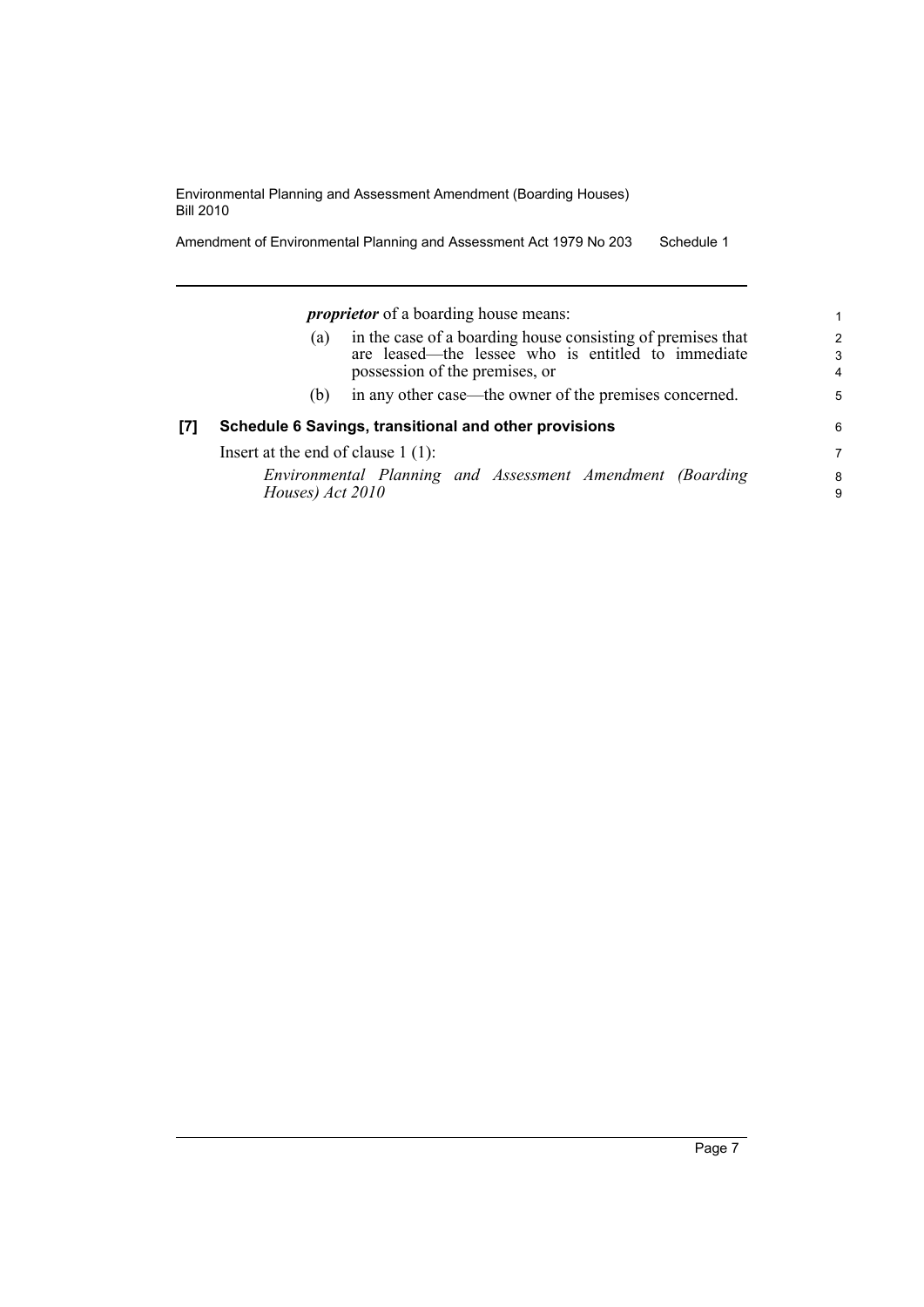***proprietor*** of a boarding house means:

(a) in the case of a boarding house consisting of premises that are leased—the lessee who is entitled to immediate possession of the premises, or

(b) in any other case—the owner of the premises concerned.

**[7] Schedule 6 Savings, transitional and other provisions**

Insert at the end of clause 1 (1):

*Environmental Planning and Assessment Amendment (Boarding Houses) Act 2010*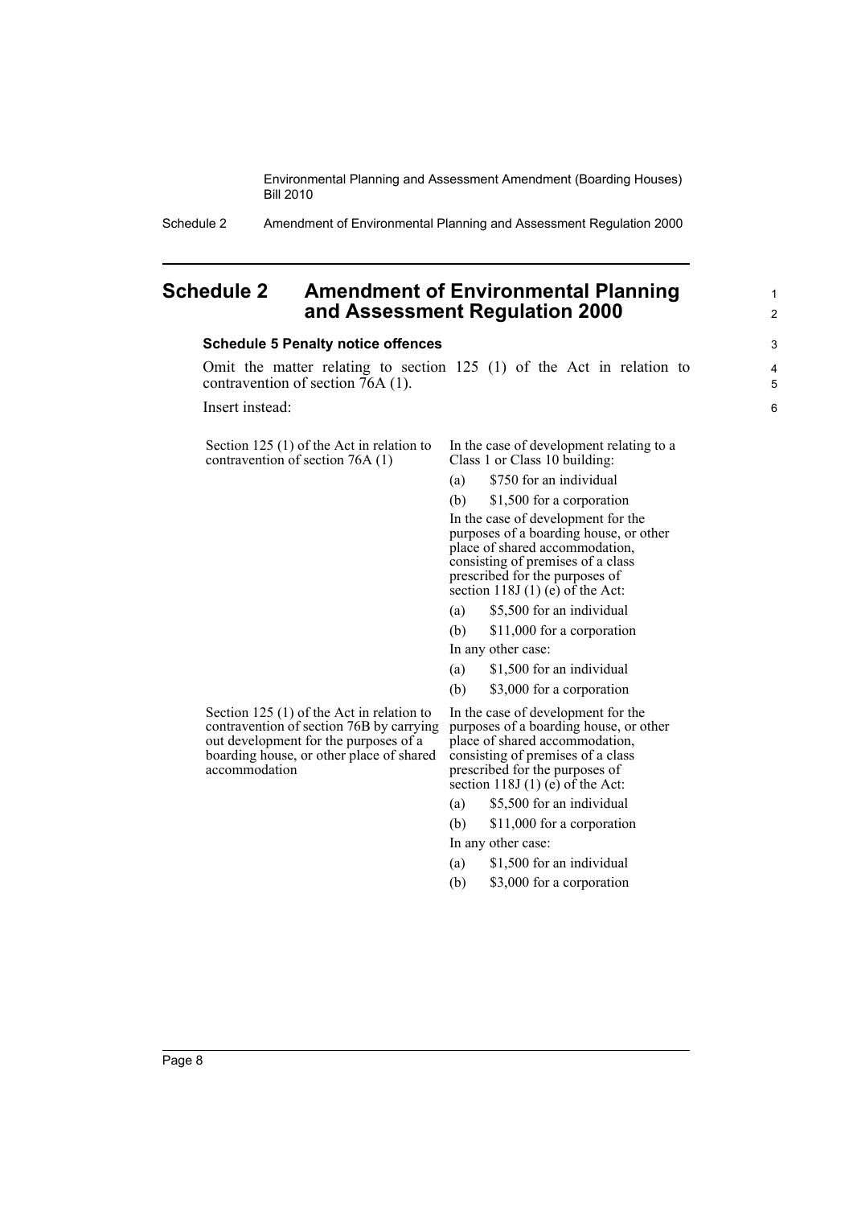# Schedule 2 Amendment of Environmental Planning and Assessment Regulation 2000

### Schedule 5 Penalty notice offences

Omit the matter relating to section 125 (1) of the Act in relation to contravention of section 76A (1).

Insert instead:

| | |
|---|---|
| Section 125 (1) of the Act in relation to contravention of section 76A (1) | In the case of development relating to a Class 1 or Class 10 building:<br>(a) $750 for an individual<br>(b) $1,500 for a corporation<br>In the case of development for the purposes of a boarding house, or other place of shared accommodation, consisting of premises of a class prescribed for the purposes of section 118J (1) (e) of the Act:<br>(a) $5,500 for an individual<br>(b) $11,000 for a corporation<br>In any other case:<br>(a) $1,500 for an individual<br>(b) $3,000 for a corporation |
| Section 125 (1) of the Act in relation to contravention of section 76B by carrying out development for the purposes of a boarding house, or other place of shared accommodation | In the case of development for the purposes of a boarding house, or other place of shared accommodation, consisting of premises of a class prescribed for the purposes of section 118J (1) (e) of the Act:<br>(a) $5,500 for an individual<br>(b) $11,000 for a corporation<br>In any other case:<br>(a) $1,500 for an individual<br>(b) $3,000 for a corporation |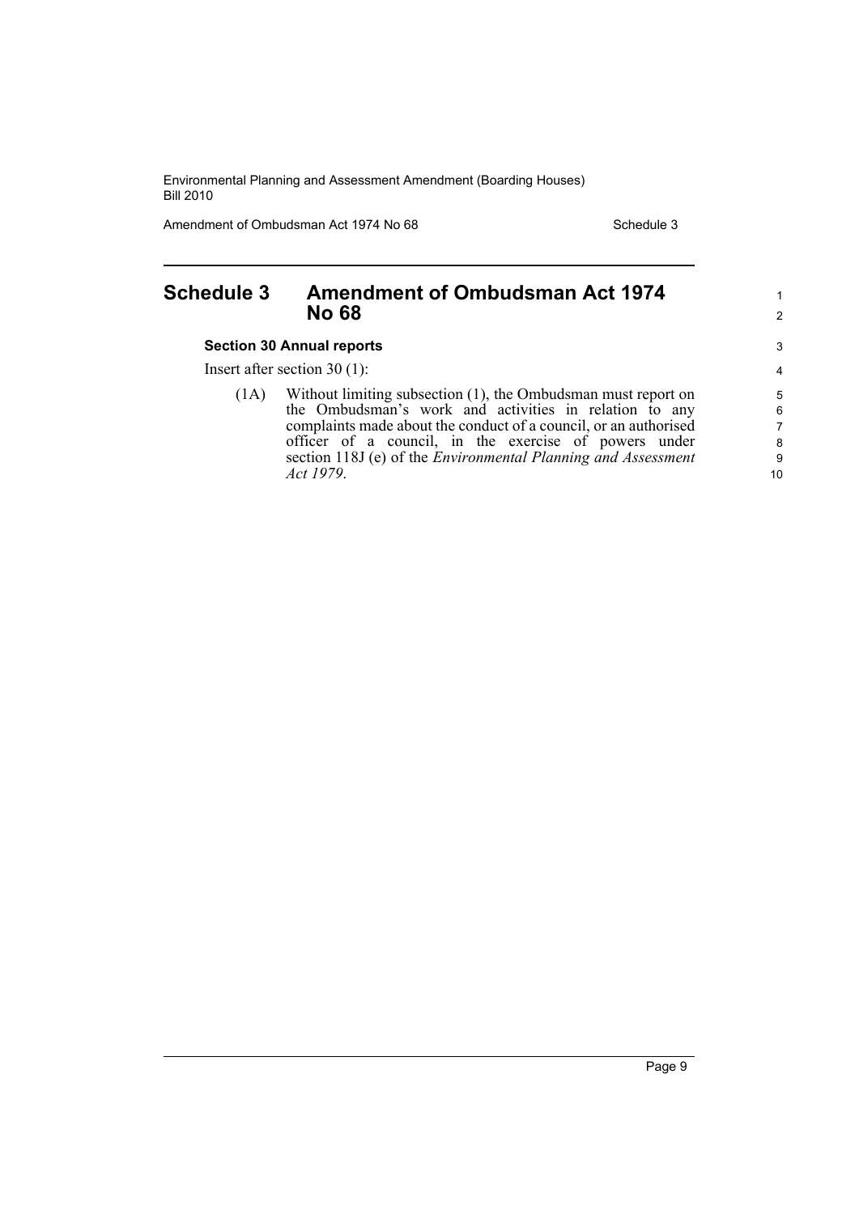# Schedule 3 Amendment of Ombudsman Act 1974 No 68

### Section 30 Annual reports

Insert after section 30 (1):

(1A) Without limiting subsection (1), the Ombudsman must report on the Ombudsman's work and activities in relation to any complaints made about the conduct of a council, or an authorised officer of a council, in the exercise of powers under section 118J (e) of the *Environmental Planning and Assessment Act 1979*.